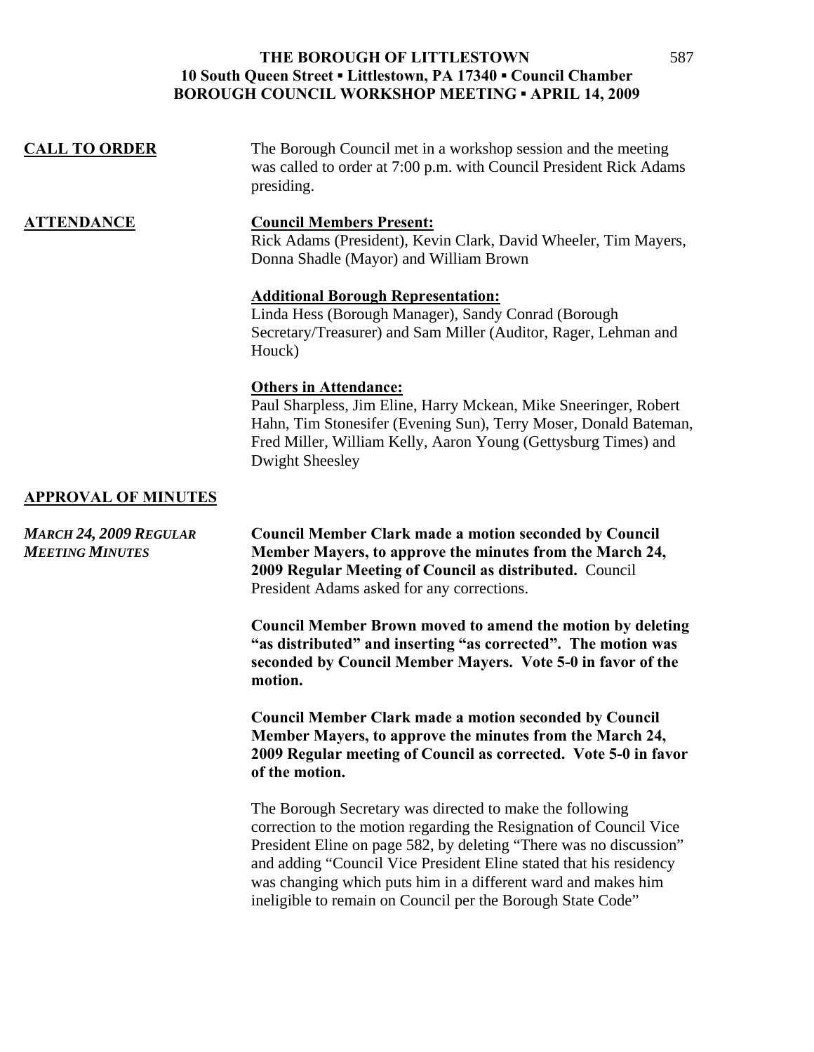# THE BOROUGH OF LITTLESTOWN
## 10 South Queen Street ▪ Littlestown, PA 17340 ▪ Council Chamber
## BOROUGH COUNCIL WORKSHOP MEETING ▪ APRIL 14, 2009

**CALL TO ORDER**

The Borough Council met in a workshop session and the meeting was called to order at 7:00 p.m. with Council President Rick Adams presiding.

**ATTENDANCE**

**Council Members Present:**
Rick Adams (President), Kevin Clark, David Wheeler, Tim Mayers, Donna Shadle (Mayor) and William Brown

**Additional Borough Representation:**
Linda Hess (Borough Manager), Sandy Conrad (Borough Secretary/Treasurer) and Sam Miller (Auditor, Rager, Lehman and Houck)

**Others in Attendance:**
Paul Sharpless, Jim Eline, Harry Mckean, Mike Sneeringer, Robert Hahn, Tim Stonesifer (Evening Sun), Terry Moser, Donald Bateman, Fred Miller, William Kelly, Aaron Young (Gettysburg Times) and Dwight Sheesley

**APPROVAL OF MINUTES**

***MARCH 24, 2009 REGULAR MEETING MINUTES***

**Council Member Clark made a motion seconded by Council Member Mayers, to approve the minutes from the March 24, 2009 Regular Meeting of Council as distributed.** Council President Adams asked for any corrections.

**Council Member Brown moved to amend the motion by deleting "as distributed" and inserting "as corrected". The motion was seconded by Council Member Mayers. Vote 5-0 in favor of the motion.**

**Council Member Clark made a motion seconded by Council Member Mayers, to approve the minutes from the March 24, 2009 Regular meeting of Council as corrected. Vote 5-0 in favor of the motion.**

The Borough Secretary was directed to make the following correction to the motion regarding the Resignation of Council Vice President Eline on page 582, by deleting "There was no discussion" and adding "Council Vice President Eline stated that his residency was changing which puts him in a different ward and makes him ineligible to remain on Council per the Borough State Code"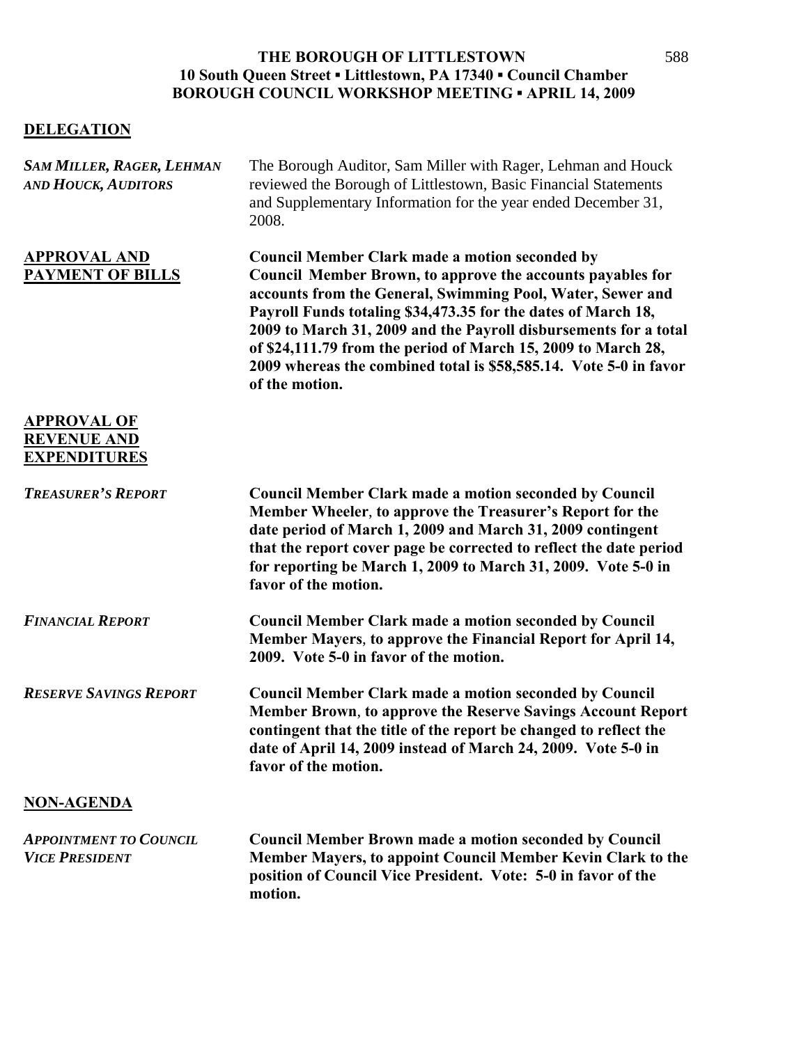# THE BOROUGH OF LITTLESTOWN
## 10 South Queen Street ▪ Littlestown, PA 17340 ▪ Council Chamber
## BOROUGH COUNCIL WORKSHOP MEETING ▪ APRIL 14, 2009

### DELEGATION

***SAM MILLER, RAGER, LEHMAN AND HOUCK, AUDITORS***

The Borough Auditor, Sam Miller with Rager, Lehman and Houck reviewed the Borough of Littlestown, Basic Financial Statements and Supplementary Information for the year ended December 31, 2008.

### APPROVAL AND PAYMENT OF BILLS

**Council Member Clark made a motion seconded by Council Member Brown, to approve the accounts payables for accounts from the General, Swimming Pool, Water, Sewer and Payroll Funds totaling $34,473.35 for the dates of March 18, 2009 to March 31, 2009 and the Payroll disbursements for a total of $24,111.79 from the period of March 15, 2009 to March 28, 2009 whereas the combined total is $58,585.14. Vote 5-0 in favor of the motion.**

### APPROVAL OF REVENUE AND EXPENDITURES

***TREASURER'S REPORT***

**Council Member Clark made a motion seconded by Council Member Wheeler, to approve the Treasurer's Report for the date period of March 1, 2009 and March 31, 2009 contingent that the report cover page be corrected to reflect the date period for reporting be March 1, 2009 to March 31, 2009. Vote 5-0 in favor of the motion.**

***FINANCIAL REPORT***

**Council Member Clark made a motion seconded by Council Member Mayers, to approve the Financial Report for April 14, 2009. Vote 5-0 in favor of the motion.**

***RESERVE SAVINGS REPORT***

**Council Member Clark made a motion seconded by Council Member Brown, to approve the Reserve Savings Account Report contingent that the title of the report be changed to reflect the date of April 14, 2009 instead of March 24, 2009. Vote 5-0 in favor of the motion.**

### NON-AGENDA

***APPOINTMENT TO COUNCIL VICE PRESIDENT***

**Council Member Brown made a motion seconded by Council Member Mayers, to appoint Council Member Kevin Clark to the position of Council Vice President. Vote: 5-0 in favor of the motion.**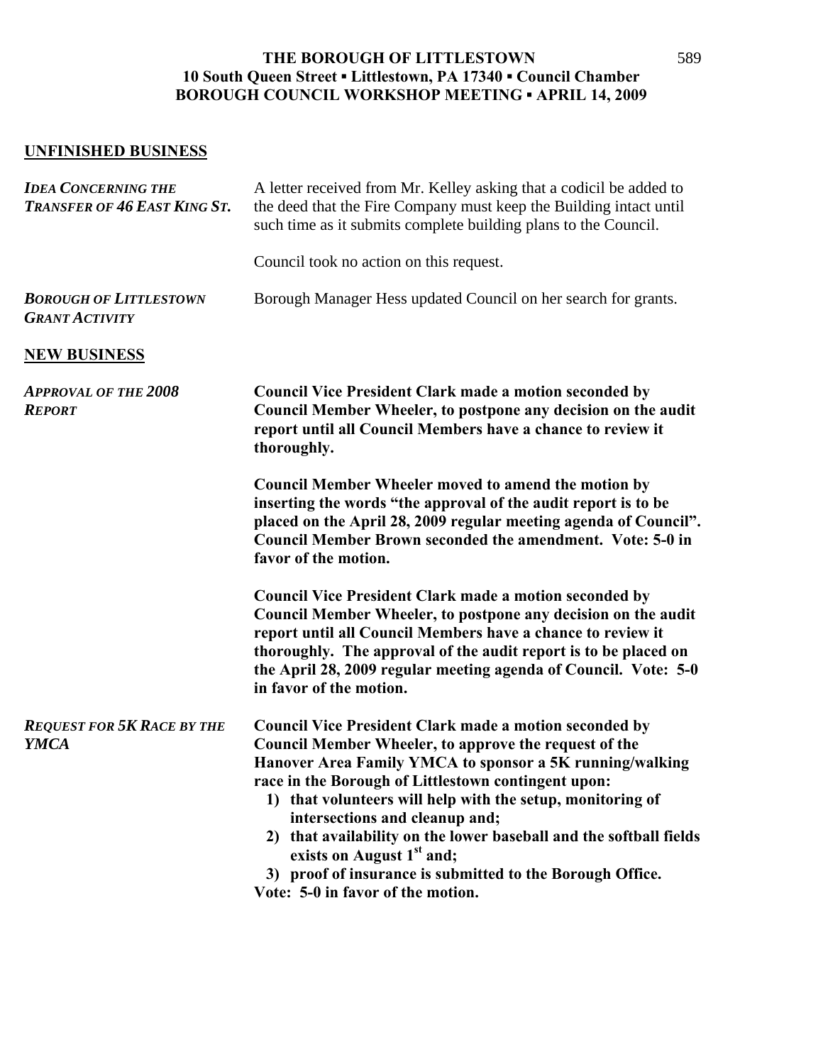## UNFINISHED BUSINESS

***IDEA CONCERNING THE TRANSFER OF 46 EAST KING ST.***

A letter received from Mr. Kelley asking that a codicil be added to the deed that the Fire Company must keep the Building intact until such time as it submits complete building plans to the Council.

Council took no action on this request.

***BOROUGH OF LITTLESTOWN GRANT ACTIVITY***

Borough Manager Hess updated Council on her search for grants.

## NEW BUSINESS

***APPROVAL OF THE 2008 REPORT***

**Council Vice President Clark made a motion seconded by Council Member Wheeler, to postpone any decision on the audit report until all Council Members have a chance to review it thoroughly.**

**Council Member Wheeler moved to amend the motion by inserting the words "the approval of the audit report is to be placed on the April 28, 2009 regular meeting agenda of Council". Council Member Brown seconded the amendment. Vote: 5-0 in favor of the motion.**

**Council Vice President Clark made a motion seconded by Council Member Wheeler, to postpone any decision on the audit report until all Council Members have a chance to review it thoroughly. The approval of the audit report is to be placed on the April 28, 2009 regular meeting agenda of Council. Vote: 5-0 in favor of the motion.**

***REQUEST FOR 5K RACE BY THE YMCA***

**Council Vice President Clark made a motion seconded by Council Member Wheeler, to approve the request of the Hanover Area Family YMCA to sponsor a 5K running/walking race in the Borough of Littlestown contingent upon:**

1) **that volunteers will help with the setup, monitoring of intersections and cleanup and;**
2) **that availability on the lower baseball and the softball fields exists on August 1st and;**
3) **proof of insurance is submitted to the Borough Office.**

**Vote: 5-0 in favor of the motion.**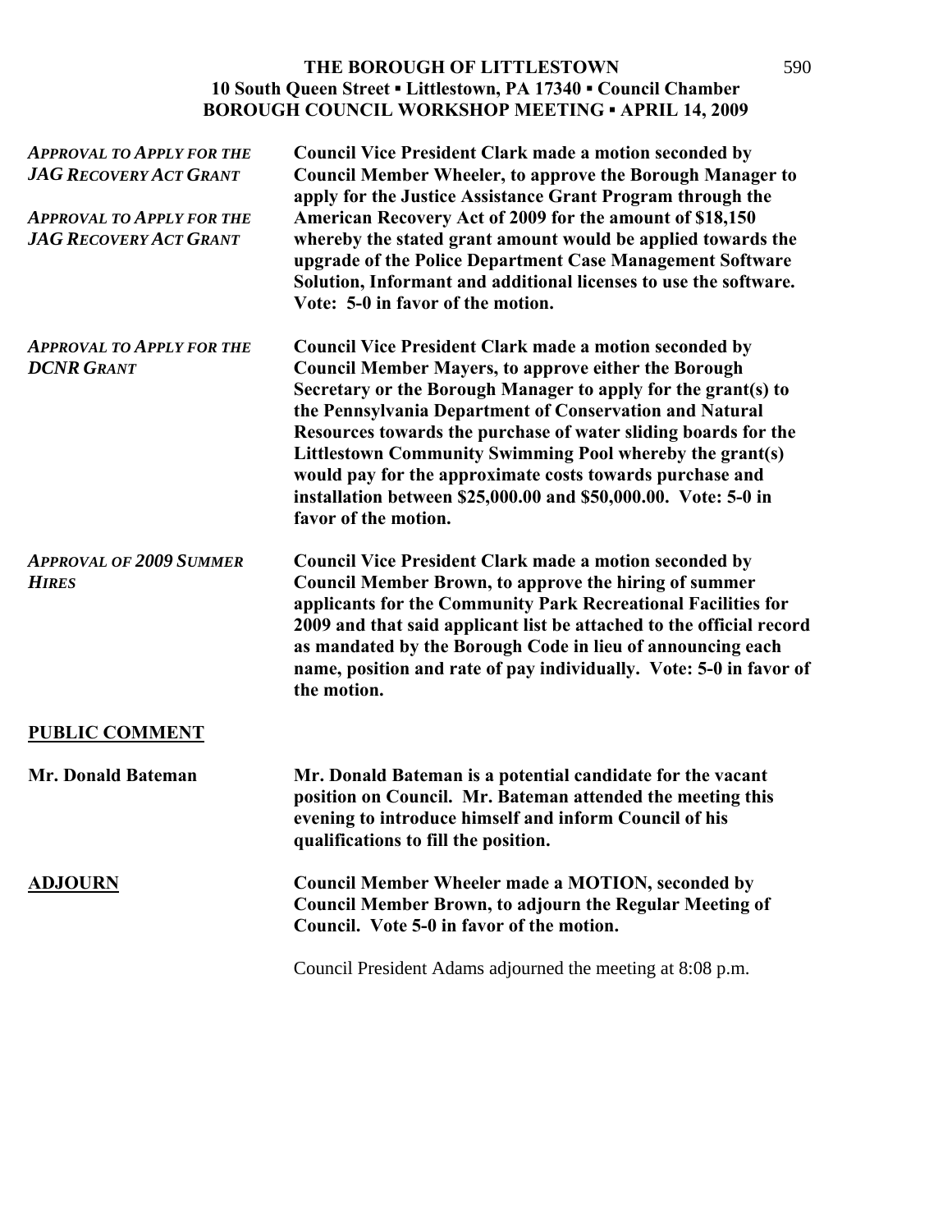**THE BOROUGH OF LITTLESTOWN**
**10 South Queen Street ▪ Littlestown, PA 17340 ▪ Council Chamber**
**BOROUGH COUNCIL WORKSHOP MEETING ▪ APRIL 14, 2009**

***APPROVAL TO APPLY FOR THE JAG RECOVERY ACT GRANT***

***APPROVAL TO APPLY FOR THE JAG RECOVERY ACT GRANT***

**Council Vice President Clark made a motion seconded by Council Member Wheeler, to approve the Borough Manager to apply for the Justice Assistance Grant Program through the American Recovery Act of 2009 for the amount of $18,150 whereby the stated grant amount would be applied towards the upgrade of the Police Department Case Management Software Solution, Informant and additional licenses to use the software. Vote: 5-0 in favor of the motion.**

***APPROVAL TO APPLY FOR THE DCNR GRANT***

**Council Vice President Clark made a motion seconded by Council Member Mayers, to approve either the Borough Secretary or the Borough Manager to apply for the grant(s) to the Pennsylvania Department of Conservation and Natural Resources towards the purchase of water sliding boards for the Littlestown Community Swimming Pool whereby the grant(s) would pay for the approximate costs towards purchase and installation between $25,000.00 and $50,000.00. Vote: 5-0 in favor of the motion.**

***APPROVAL OF 2009 SUMMER HIRES***

**Council Vice President Clark made a motion seconded by Council Member Brown, to approve the hiring of summer applicants for the Community Park Recreational Facilities for 2009 and that said applicant list be attached to the official record as mandated by the Borough Code in lieu of announcing each name, position and rate of pay individually. Vote: 5-0 in favor of the motion.**

## PUBLIC COMMENT

**Mr. Donald Bateman**

**Mr. Donald Bateman is a potential candidate for the vacant position on Council. Mr. Bateman attended the meeting this evening to introduce himself and inform Council of his qualifications to fill the position.**

## ADJOURN

**Council Member Wheeler made a MOTION, seconded by Council Member Brown, to adjourn the Regular Meeting of Council. Vote 5-0 in favor of the motion.**

Council President Adams adjourned the meeting at 8:08 p.m.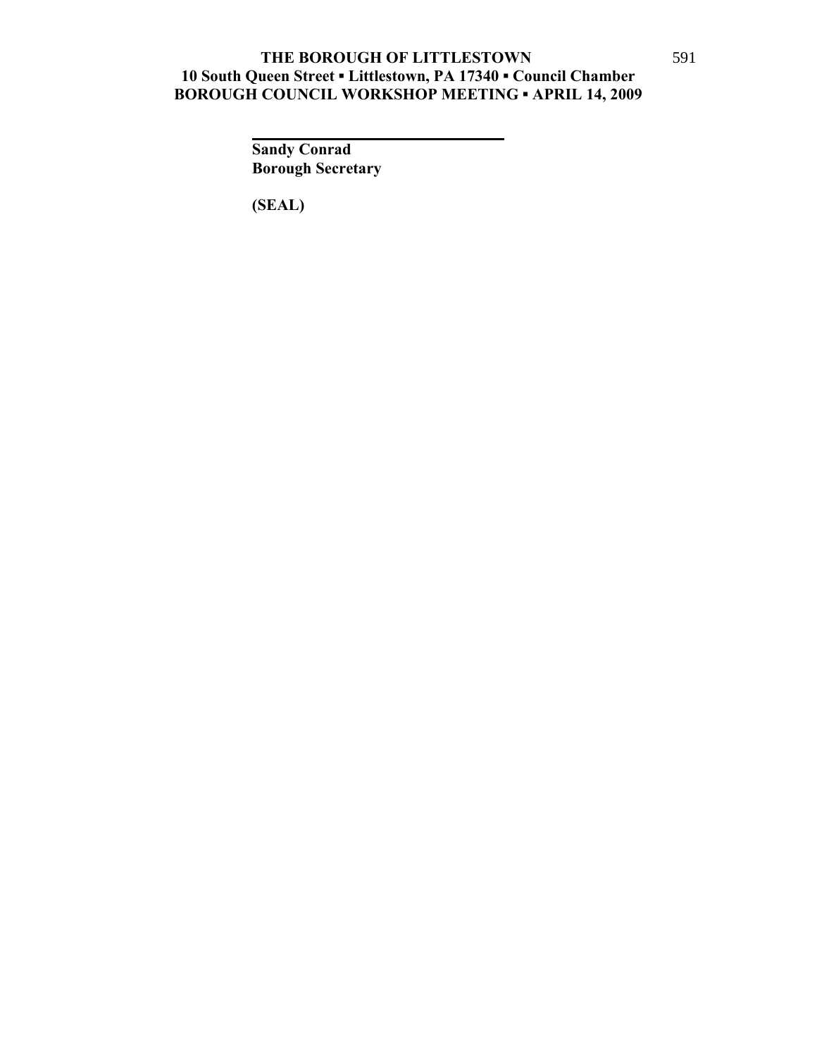\_\_\_\_\_\_\_\_\_\_\_\_\_\_\_\_\_\_\_\_\_\_\_\_\_\_\_\_\_\_

**Sandy Conrad**
**Borough Secretary**

**(SEAL)**